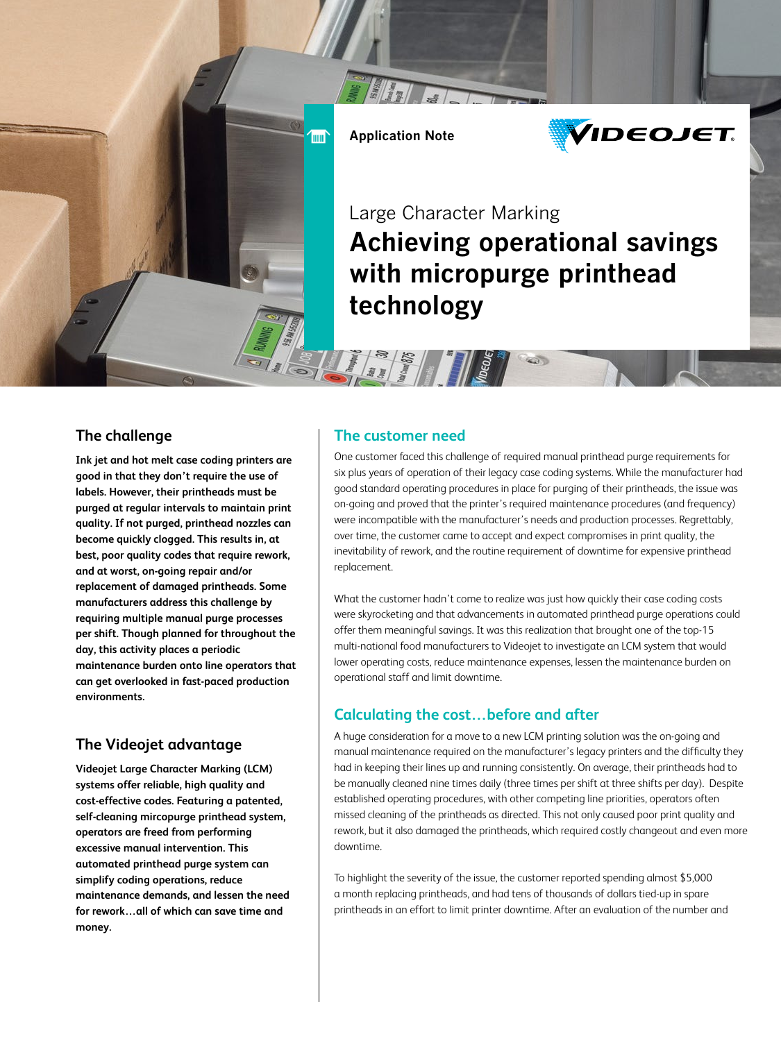Application Note

Large Character Marking

# Achieving operational savings with micropurge printhead technology

## The challenge

**Ink jet and hot melt case coding printers are good in that they don't require the use of labels. However, their printheads must be purged at regular intervals to maintain print quality. If not purged, printhead nozzles can become quickly clogged. This results in, at best, poor quality codes that require rework, and at worst, on-going repair and/or replacement of damaged printheads. Some manufacturers address this challenge by requiring multiple manual purge processes per shift. Though planned for throughout the day, this activity places a periodic maintenance burden onto line operators that can get overlooked in fast-paced production environments.**

## The Videojet advantage

**Videojet Large Character Marking (LCM) systems offer reliable, high quality and cost-effective codes. Featuring a patented, self-cleaning mircopurge printhead system, operators are freed from performing excessive manual intervention. This automated printhead purge system can simplify coding operations, reduce maintenance demands, and lessen the need for rework…all of which can save time and money.**

## The customer need

One customer faced this challenge of required manual printhead purge requirements for six plus years of operation of their legacy case coding systems. While the manufacturer had good standard operating procedures in place for purging of their printheads, the issue was on-going and proved that the printer's required maintenance procedures (and frequency) were incompatible with the manufacturer's needs and production processes. Regrettably, over time, the customer came to accept and expect compromises in print quality, the inevitability of rework, and the routine requirement of downtime for expensive printhead replacement.

What the customer hadn't come to realize was just how quickly their case coding costs were skyrocketing and that advancements in automated printhead purge operations could offer them meaningful savings. It was this realization that brought one of the top-15 multi-national food manufacturers to Videojet to investigate an LCM system that would lower operating costs, reduce maintenance expenses, lessen the maintenance burden on operational staff and limit downtime.

## Calculating the cost…before and after

A huge consideration for a move to a new LCM printing solution was the on-going and manual maintenance required on the manufacturer's legacy printers and the difficulty they had in keeping their lines up and running consistently. On average, their printheads had to be manually cleaned nine times daily (three times per shift at three shifts per day). Despite established operating procedures, with other competing line priorities, operators often missed cleaning of the printheads as directed. This not only caused poor print quality and rework, but it also damaged the printheads, which required costly changeout and even more downtime.

To highlight the severity of the issue, the customer reported spending almost $5,000 a month replacing printheads, and had tens of thousands of dollars tied-up in spare printheads in an effort to limit printer downtime. After an evaluation of the number and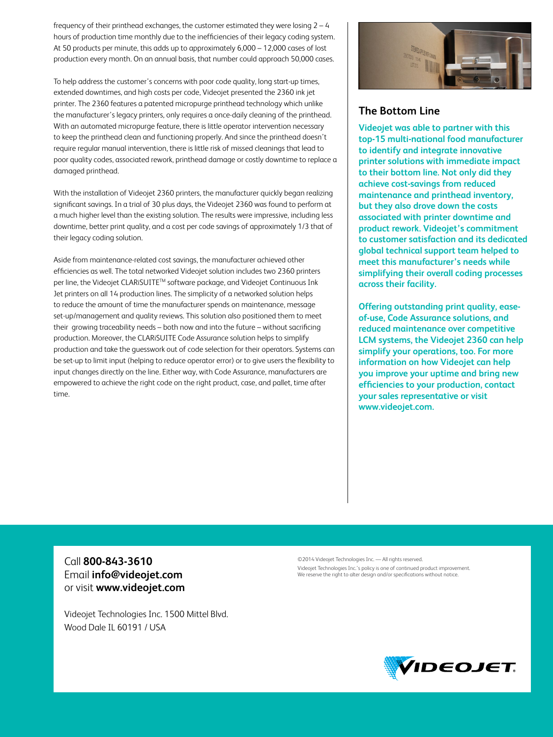frequency of their printhead exchanges, the customer estimated they were losing 2 – 4 hours of production time monthly due to the inefficiencies of their legacy coding system. At 50 products per minute, this adds up to approximately 6,000 – 12,000 cases of lost production every month. On an annual basis, that number could approach 50,000 cases.

To help address the customer's concerns with poor code quality, long start-up times, extended downtimes, and high costs per code, Videojet presented the 2360 ink jet printer. The 2360 features a patented micropurge printhead technology which unlike the manufacturer's legacy printers, only requires a once-daily cleaning of the printhead. With an automated micropurge feature, there is little operator intervention necessary to keep the printhead clean and functioning properly. And since the printhead doesn't require regular manual intervention, there is little risk of missed cleanings that lead to poor quality codes, associated rework, printhead damage or costly downtime to replace a damaged printhead.

With the installation of Videojet 2360 printers, the manufacturer quickly began realizing significant savings. In a trial of 30 plus days, the Videojet 2360 was found to perform at a much higher level than the existing solution. The results were impressive, including less downtime, better print quality, and a cost per code savings of approximately 1/3 that of their legacy coding solution.

Aside from maintenance-related cost savings, the manufacturer achieved other efficiencies as well. The total networked Videojet solution includes two 2360 printers per line, the Videojet CLARiSUITE™ software package, and Videojet Continuous Ink Jet printers on all 14 production lines. The simplicity of a networked solution helps to reduce the amount of time the manufacturer spends on maintenance, message set-up/management and quality reviews. This solution also positioned them to meet their growing traceability needs – both now and into the future – without sacrificing production. Moreover, the CLARiSUITE Code Assurance solution helps to simplify production and take the guesswork out of code selection for their operators. Systems can be set-up to limit input (helping to reduce operator error) or to give users the flexibility to input changes directly on the line. Either way, with Code Assurance, manufacturers are empowered to achieve the right code on the right product, case, and pallet, time after time.

## The Bottom Line

**Videojet was able to partner with this top-15 multi-national food manufacturer to identify and integrate innovative printer solutions with immediate impact to their bottom line. Not only did they achieve cost-savings from reduced maintenance and printhead inventory, but they also drove down the costs associated with printer downtime and product rework. Videojet's commitment to customer satisfaction and its dedicated global technical support team helped to meet this manufacturer's needs while simplifying their overall coding processes across their facility.**

**Offering outstanding print quality, ease-of-use, Code Assurance solutions, and reduced maintenance over competitive LCM systems, the Videojet 2360 can help simplify your operations, too. For more information on how Videojet can help you improve your uptime and bring new efficiencies to your production, contact your sales representative or visit www.videojet.com.**

Call **800-843-3610**
Email **info@videojet.com**
or visit **www.videojet.com**

Videojet Technologies Inc. 1500 Mittel Blvd.
Wood Dale IL 60191 / USA

©2014 Videojet Technologies Inc. — All rights reserved.
Videojet Technologies Inc.'s policy is one of continued product improvement. We reserve the right to alter design and/or specifications without notice.